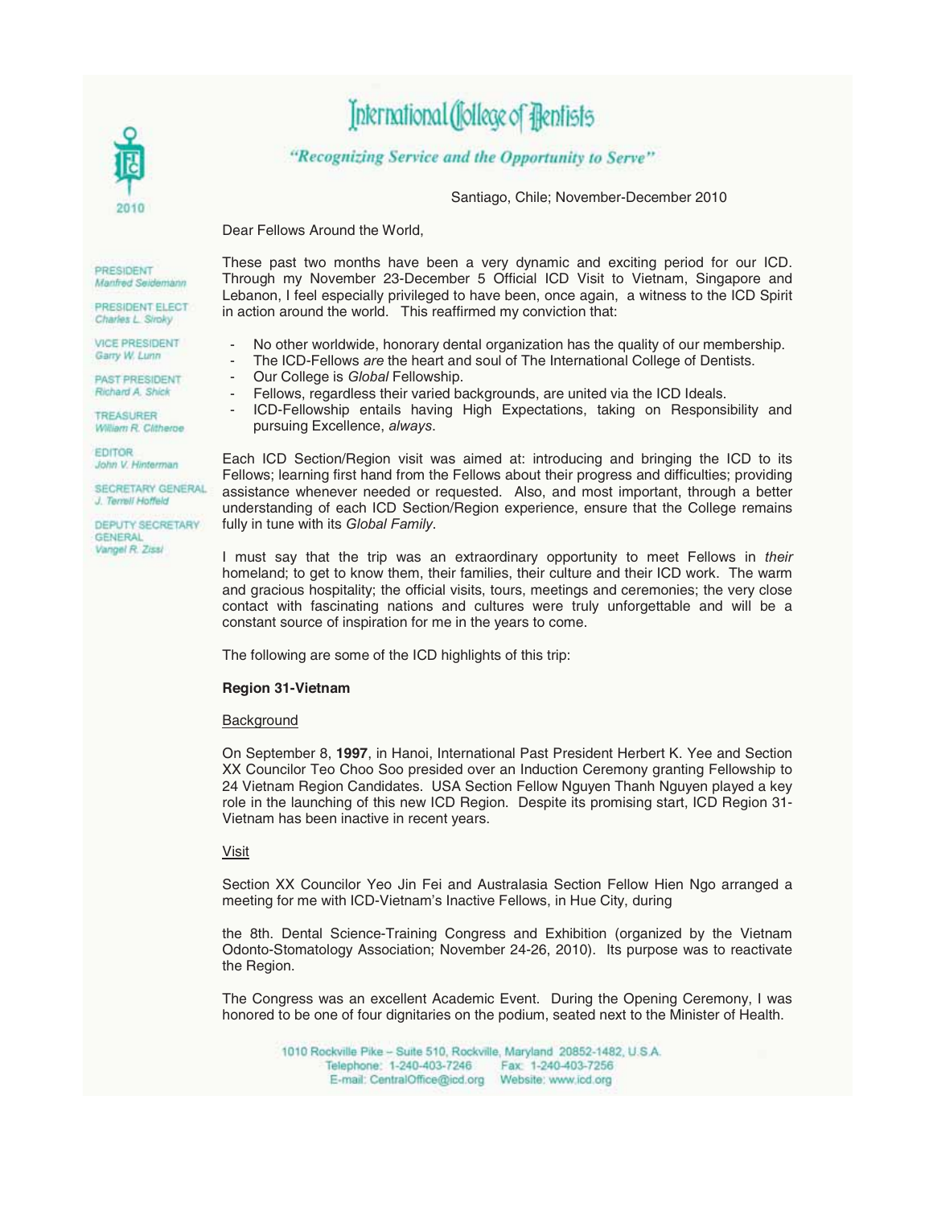# International College of Dentists

*"Recognizing Service and the Opportunity to Serve"*

2010

PRESIDENT
Manfred Seidemann

PRESIDENT ELECT
Charles L. Siroky

VICE PRESIDENT
Garry W. Lunn

PAST PRESIDENT
Richard A. Shick

TREASURER
William R. Clitheroe

EDITOR
John V. Hinterman

SECRETARY GENERAL
J. Terrell Hoffeld

DEPUTY SECRETARY GENERAL
Vangel R. Zissi

Santiago, Chile; November-December 2010

Dear Fellows Around the World,

These past two months have been a very dynamic and exciting period for our ICD. Through my November 23-December 5 Official ICD Visit to Vietnam, Singapore and Lebanon, I feel especially privileged to have been, once again, a witness to the ICD Spirit in action around the world. This reaffirmed my conviction that:

- No other worldwide, honorary dental organization has the quality of our membership.
- The ICD-Fellows *are* the heart and soul of The International College of Dentists.
- Our College is *Global* Fellowship.
- Fellows, regardless their varied backgrounds, are united via the ICD Ideals.
- ICD-Fellowship entails having High Expectations, taking on Responsibility and pursuing Excellence, *always*.

Each ICD Section/Region visit was aimed at: introducing and bringing the ICD to its Fellows; learning first hand from the Fellows about their progress and difficulties; providing assistance whenever needed or requested. Also, and most important, through a better understanding of each ICD Section/Region experience, ensure that the College remains fully in tune with its *Global Family*.

I must say that the trip was an extraordinary opportunity to meet Fellows in *their* homeland; to get to know them, their families, their culture and their ICD work. The warm and gracious hospitality; the official visits, tours, meetings and ceremonies; the very close contact with fascinating nations and cultures were truly unforgettable and will be a constant source of inspiration for me in the years to come.

The following are some of the ICD highlights of this trip:

**Region 31-Vietnam**

Background

On September 8, **1997**, in Hanoi, International Past President Herbert K. Yee and Section XX Councilor Teo Choo Soo presided over an Induction Ceremony granting Fellowship to 24 Vietnam Region Candidates. USA Section Fellow Nguyen Thanh Nguyen played a key role in the launching of this new ICD Region. Despite its promising start, ICD Region 31-Vietnam has been inactive in recent years.

Visit

Section XX Councilor Yeo Jin Fei and Australasia Section Fellow Hien Ngo arranged a meeting for me with ICD-Vietnam's Inactive Fellows, in Hue City, during

the 8th. Dental Science-Training Congress and Exhibition (organized by the Vietnam Odonto-Stomatology Association; November 24-26, 2010). Its purpose was to reactivate the Region.

The Congress was an excellent Academic Event. During the Opening Ceremony, I was honored to be one of four dignitaries on the podium, seated next to the Minister of Health.

1010 Rockville Pike – Suite 510, Rockville, Maryland 20852-1482, U.S.A.
Telephone: 1-240-403-7246 Fax: 1-240-403-7256
E-mail: CentralOffice@icd.org Website: www.icd.org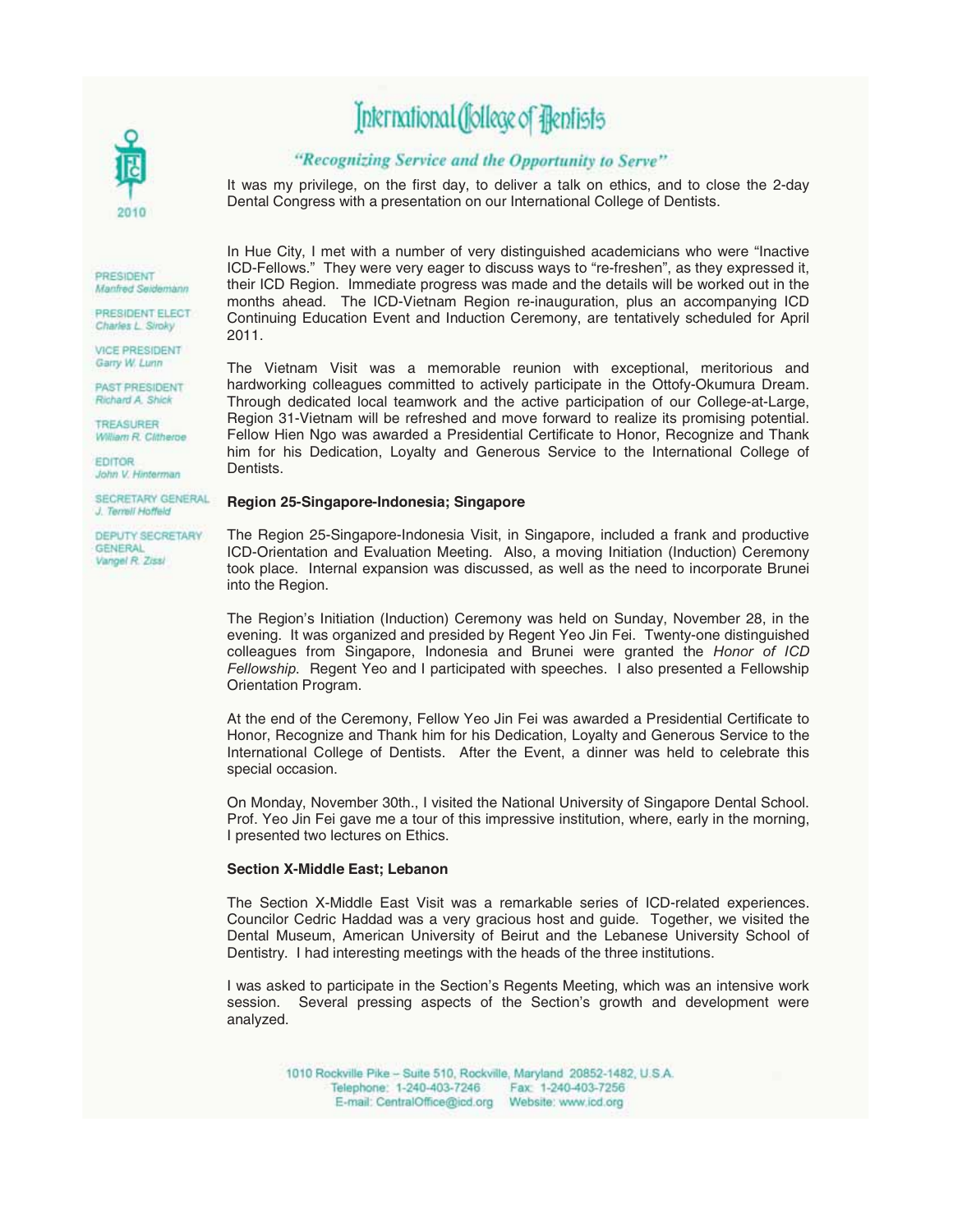It was my privilege, on the first day, to deliver a talk on ethics, and to close the 2-day Dental Congress with a presentation on our International College of Dentists.

In Hue City, I met with a number of very distinguished academicians who were "Inactive ICD-Fellows." They were very eager to discuss ways to "re-freshen", as they expressed it, their ICD Region. Immediate progress was made and the details will be worked out in the months ahead. The ICD-Vietnam Region re-inauguration, plus an accompanying ICD Continuing Education Event and Induction Ceremony, are tentatively scheduled for April 2011.

The Vietnam Visit was a memorable reunion with exceptional, meritorious and hardworking colleagues committed to actively participate in the Ottofy-Okumura Dream. Through dedicated local teamwork and the active participation of our College-at-Large, Region 31-Vietnam will be refreshed and move forward to realize its promising potential. Fellow Hien Ngo was awarded a Presidential Certificate to Honor, Recognize and Thank him for his Dedication, Loyalty and Generous Service to the International College of Dentists.

**Region 25-Singapore-Indonesia; Singapore**

The Region 25-Singapore-Indonesia Visit, in Singapore, included a frank and productive ICD-Orientation and Evaluation Meeting. Also, a moving Initiation (Induction) Ceremony took place. Internal expansion was discussed, as well as the need to incorporate Brunei into the Region.

The Region's Initiation (Induction) Ceremony was held on Sunday, November 28, in the evening. It was organized and presided by Regent Yeo Jin Fei. Twenty-one distinguished colleagues from Singapore, Indonesia and Brunei were granted the *Honor of ICD Fellowship*. Regent Yeo and I participated with speeches. I also presented a Fellowship Orientation Program.

At the end of the Ceremony, Fellow Yeo Jin Fei was awarded a Presidential Certificate to Honor, Recognize and Thank him for his Dedication, Loyalty and Generous Service to the International College of Dentists. After the Event, a dinner was held to celebrate this special occasion.

On Monday, November 30th., I visited the National University of Singapore Dental School. Prof. Yeo Jin Fei gave me a tour of this impressive institution, where, early in the morning, I presented two lectures on Ethics.

**Section X-Middle East; Lebanon**

The Section X-Middle East Visit was a remarkable series of ICD-related experiences. Councilor Cedric Haddad was a very gracious host and guide. Together, we visited the Dental Museum, American University of Beirut and the Lebanese University School of Dentistry. I had interesting meetings with the heads of the three institutions.

I was asked to participate in the Section's Regents Meeting, which was an intensive work session. Several pressing aspects of the Section's growth and development were analyzed.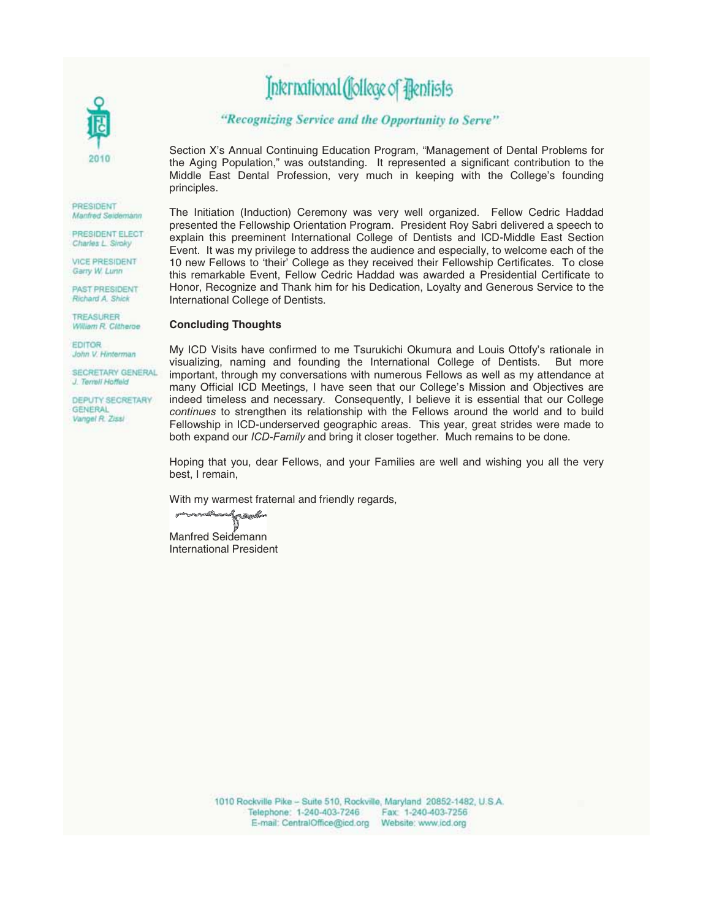# International College of Dentists

*"Recognizing Service and the Opportunity to Serve"*

2010

PRESIDENT
*Manfred Seidemann*

PRESIDENT ELECT
*Charles L. Siroky*

VICE PRESIDENT
*Garry W. Lunn*

PAST PRESIDENT
*Richard A. Shick*

TREASURER
*William R. Clitheroe*

EDITOR
*John V. Hinterman*

SECRETARY GENERAL
*J. Terrell Hoffeld*

DEPUTY SECRETARY GENERAL
*Vangel R. Zissi*

Section X's Annual Continuing Education Program, "Management of Dental Problems for the Aging Population," was outstanding. It represented a significant contribution to the Middle East Dental Profession, very much in keeping with the College's founding principles.

The Initiation (Induction) Ceremony was very well organized. Fellow Cedric Haddad presented the Fellowship Orientation Program. President Roy Sabri delivered a speech to explain this preeminent International College of Dentists and ICD-Middle East Section Event. It was my privilege to address the audience and especially, to welcome each of the 10 new Fellows to 'their' College as they received their Fellowship Certificates. To close this remarkable Event, Fellow Cedric Haddad was awarded a Presidential Certificate to Honor, Recognize and Thank him for his Dedication, Loyalty and Generous Service to the International College of Dentists.

**Concluding Thoughts**

My ICD Visits have confirmed to me Tsurukichi Okumura and Louis Ottofy's rationale in visualizing, naming and founding the International College of Dentists. But more important, through my conversations with numerous Fellows as well as my attendance at many Official ICD Meetings, I have seen that our College's Mission and Objectives are indeed timeless and necessary. Consequently, I believe it is essential that our College *continues* to strengthen its relationship with the Fellows around the world and to build Fellowship in ICD-underserved geographic areas. This year, great strides were made to both expand our *ICD-Family* and bring it closer together. Much remains to be done.

Hoping that you, dear Fellows, and your Families are well and wishing you all the very best, I remain,

With my warmest fraternal and friendly regards,

Manfred Seidemann
International President

1010 Rockville Pike – Suite 510, Rockville, Maryland 20852-1482, U.S.A.
Telephone: 1-240-403-7246 Fax: 1-240-403-7256
E-mail: CentralOffice@icd.org Website: www.icd.org